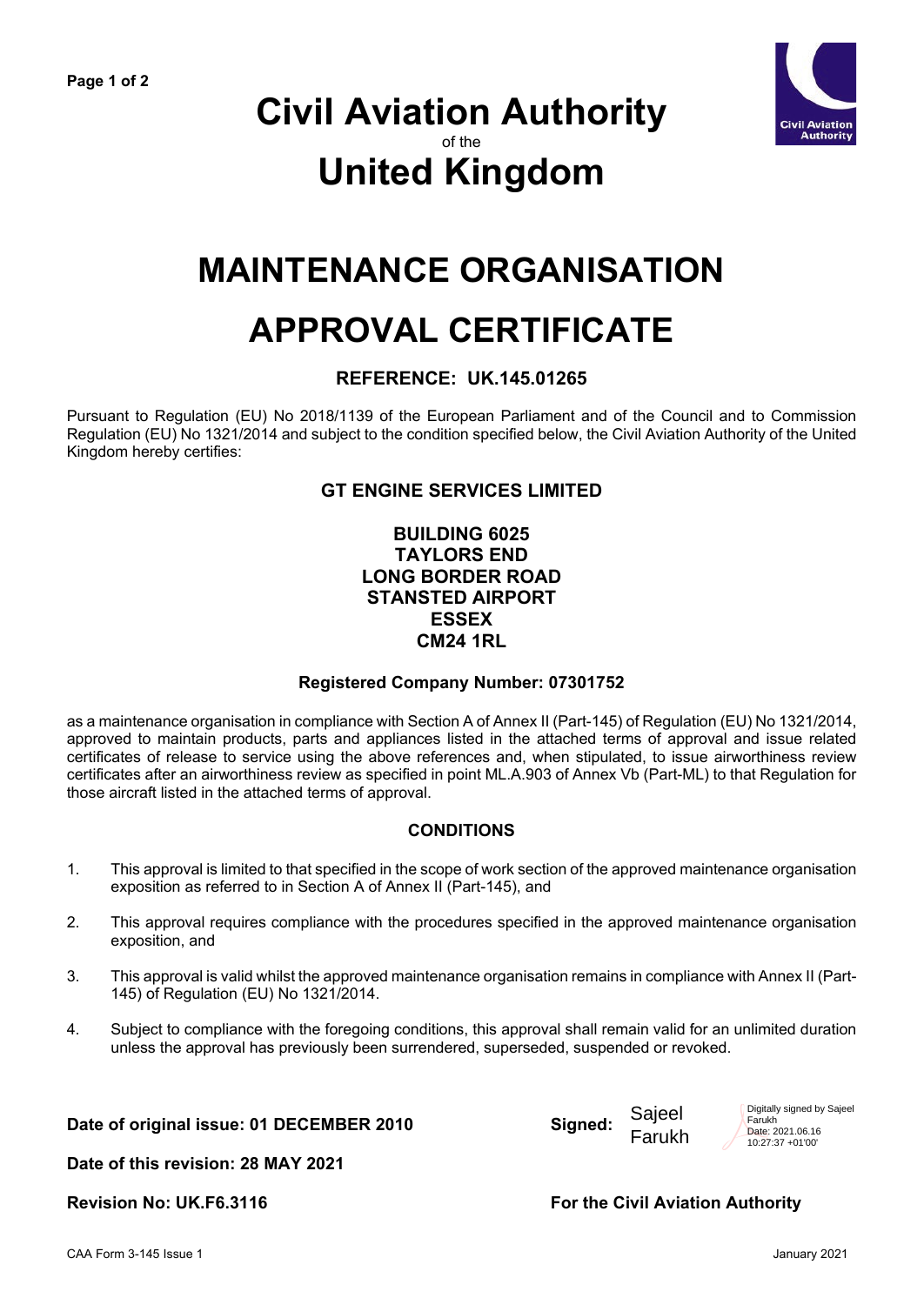# Civil Aviation Authority

of the

# United Kingdom

# MAINTENANCE ORGANISATION

# APPROVAL CERTIFICATE

### REFERENCE: UK.145.01265

Pursuant to Regulation (EU) No 2018/1139 of the European Parliament and of the Council and to Commission Regulation (EU) No 1321/2014 and subject to the condition specified below, the Civil Aviation Authority of the United Kingdom hereby certifies:

**GT ENGINE SERVICES LIMITED**

**BUILDING 6025**
**TAYLORS END**
**LONG BORDER ROAD**
**STANSTED AIRPORT**
**ESSEX**
**CM24 1RL**

**Registered Company Number: 07301752**

as a maintenance organisation in compliance with Section A of Annex II (Part-145) of Regulation (EU) No 1321/2014, approved to maintain products, parts and appliances listed in the attached terms of approval and issue related certificates of release to service using the above references and, when stipulated, to issue airworthiness review certificates after an airworthiness review as specified in point ML.A.903 of Annex Vb (Part-ML) to that Regulation for those aircraft listed in the attached terms of approval.

### CONDITIONS

1. This approval is limited to that specified in the scope of work section of the approved maintenance organisation exposition as referred to in Section A of Annex II (Part-145), and
2. This approval requires compliance with the procedures specified in the approved maintenance organisation exposition, and
3. This approval is valid whilst the approved maintenance organisation remains in compliance with Annex II (Part-145) of Regulation (EU) No 1321/2014.
4. Subject to compliance with the foregoing conditions, this approval shall remain valid for an unlimited duration unless the approval has previously been surrendered, superseded, suspended or revoked.

**Date of original issue: 01 DECEMBER 2010**

**Signed:** Sajeel Farukh (Digitally signed by Sajeel Farukh Date: 2021.06.16 10:27:37 +01'00')

**Date of this revision: 28 MAY 2021**

**Revision No: UK.F6.3116**

**For the Civil Aviation Authority**

CAA Form 3-145 Issue 1 — January 2021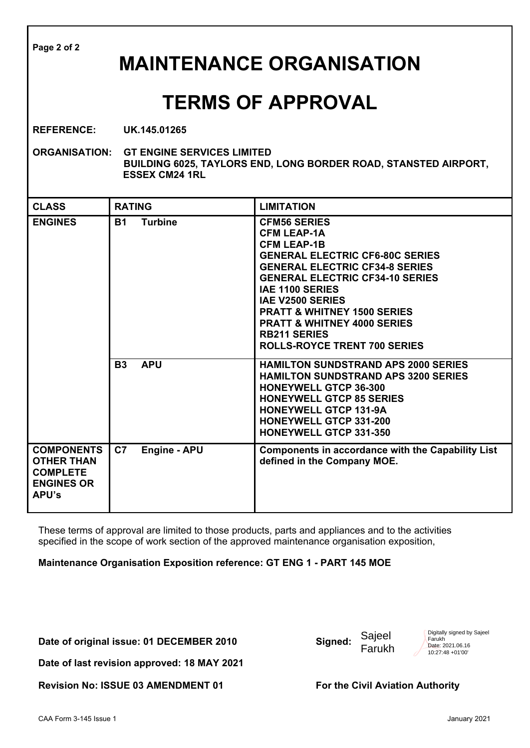# MAINTENANCE ORGANISATION

# TERMS OF APPROVAL

**REFERENCE:** **UK.145.01265**

**ORGANISATION:** **GT ENGINE SERVICES LIMITED**
**BUILDING 6025, TAYLORS END, LONG BORDER ROAD, STANSTED AIRPORT, ESSEX CM24 1RL**

| CLASS | RATING | LIMITATION |
|---|---|---|
| **ENGINES** | **B1 Turbine** | **CFM56 SERIES**<br>**CFM LEAP-1A**<br>**CFM LEAP-1B**<br>**GENERAL ELECTRIC CF6-80C SERIES**<br>**GENERAL ELECTRIC CF34-8 SERIES**<br>**GENERAL ELECTRIC CF34-10 SERIES**<br>**IAE 1100 SERIES**<br>**IAE V2500 SERIES**<br>**PRATT & WHITNEY 1500 SERIES**<br>**PRATT & WHITNEY 4000 SERIES**<br>**RB211 SERIES**<br>**ROLLS-ROYCE TRENT 700 SERIES** |
| | **B3 APU** | **HAMILTON SUNDSTRAND APS 2000 SERIES**<br>**HAMILTON SUNDSTRAND APS 3200 SERIES**<br>**HONEYWELL GTCP 36-300**<br>**HONEYWELL GTCP 85 SERIES**<br>**HONEYWELL GTCP 131-9A**<br>**HONEYWELL GTCP 331-200**<br>**HONEYWELL GTCP 331-350** |
| **COMPONENTS OTHER THAN COMPLETE ENGINES OR APU's** | **C7 Engine - APU** | **Components in accordance with the Capability List defined in the Company MOE.** |

These terms of approval are limited to those products, parts and appliances and to the activities specified in the scope of work section of the approved maintenance organisation exposition,

**Maintenance Organisation Exposition reference: GT ENG 1 - PART 145 MOE**

**Date of original issue: 01 DECEMBER 2010**

**Date of last revision approved: 18 MAY 2021**

**Revision No: ISSUE 03 AMENDMENT 01**

**Signed:** Sajeel Farukh

Digitally signed by Sajeel Farukh
Date: 2021.06.16 10:27:48 +01'00'

**For the Civil Aviation Authority**

CAA Form 3-145 Issue 1 January 2021